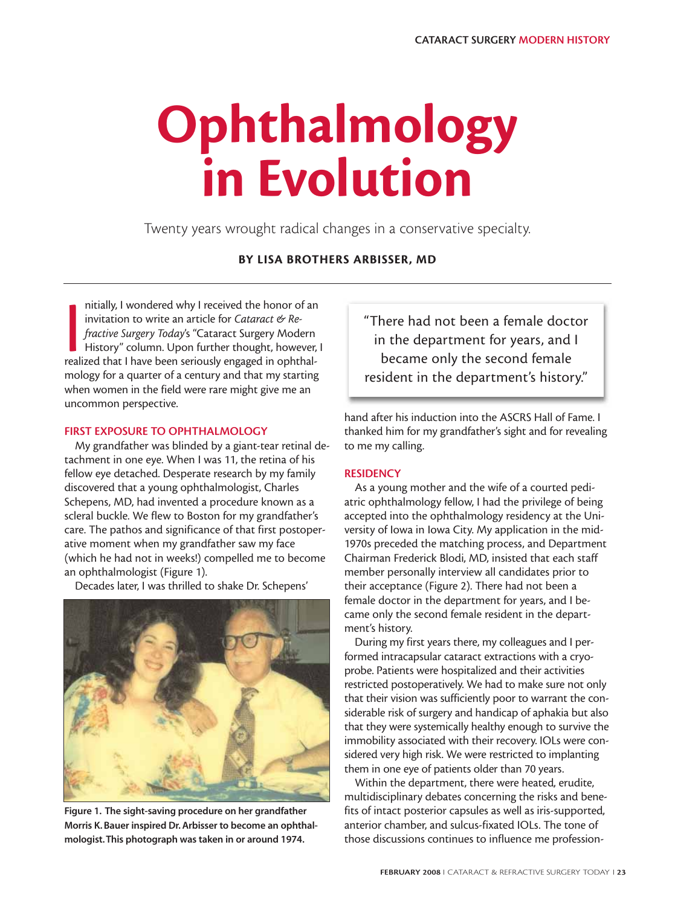# Ophthalmology in Evolution

Twenty years wrought radical changes in a conservative specialty.

**BY LISA BROTHERS ARBISSER, MD**

Initially, I wondered why I received the honor of an invitation to write an article for *Cataract & Refractive Surgery Today*'s "Cataract Surgery Modern History" column. Upon further thought, however, I realized that I have been seriously engaged in ophthalmology for a quarter of a century and that my starting when women in the field were rare might give me an uncommon perspective.

## FIRST EXPOSURE TO OPHTHALMOLOGY

My grandfather was blinded by a giant-tear retinal detachment in one eye. When I was 11, the retina of his fellow eye detached. Desperate research by my family discovered that a young ophthalmologist, Charles Schepens, MD, had invented a procedure known as a scleral buckle. We flew to Boston for my grandfather's care. The pathos and significance of that first postoperative moment when my grandfather saw my face (which he had not in weeks!) compelled me to become an ophthalmologist (Figure 1).

Decades later, I was thrilled to shake Dr. Schepens' hand after his induction into the ASCRS Hall of Fame. I thanked him for my grandfather's sight and for revealing to me my calling.

**Figure 1. The sight-saving procedure on her grandfather Morris K. Bauer inspired Dr. Arbisser to become an ophthalmologist. This photograph was taken in or around 1974.**

## RESIDENCY

As a young mother and the wife of a courted pediatric ophthalmology fellow, I had the privilege of being accepted into the ophthalmology residency at the University of Iowa in Iowa City. My application in the mid-1970s preceded the matching process, and Department Chairman Frederick Blodi, MD, insisted that each staff member personally interview all candidates prior to their acceptance (Figure 2). There had not been a female doctor in the department for years, and I became only the second female resident in the department's history.

> "There had not been a female doctor in the department for years, and I became only the second female resident in the department's history."

During my first years there, my colleagues and I performed intracapsular cataract extractions with a cryoprobe. Patients were hospitalized and their activities restricted postoperatively. We had to make sure not only that their vision was sufficiently poor to warrant the considerable risk of surgery and handicap of aphakia but also that they were systemically healthy enough to survive the immobility associated with their recovery. IOLs were considered very high risk. We were restricted to implanting them in one eye of patients older than 70 years.

Within the department, there were heated, erudite, multidisciplinary debates concerning the risks and benefits of intact posterior capsules as well as iris-supported, anterior chamber, and sulcus-fixated IOLs. The tone of those discussions continues to influence me profession-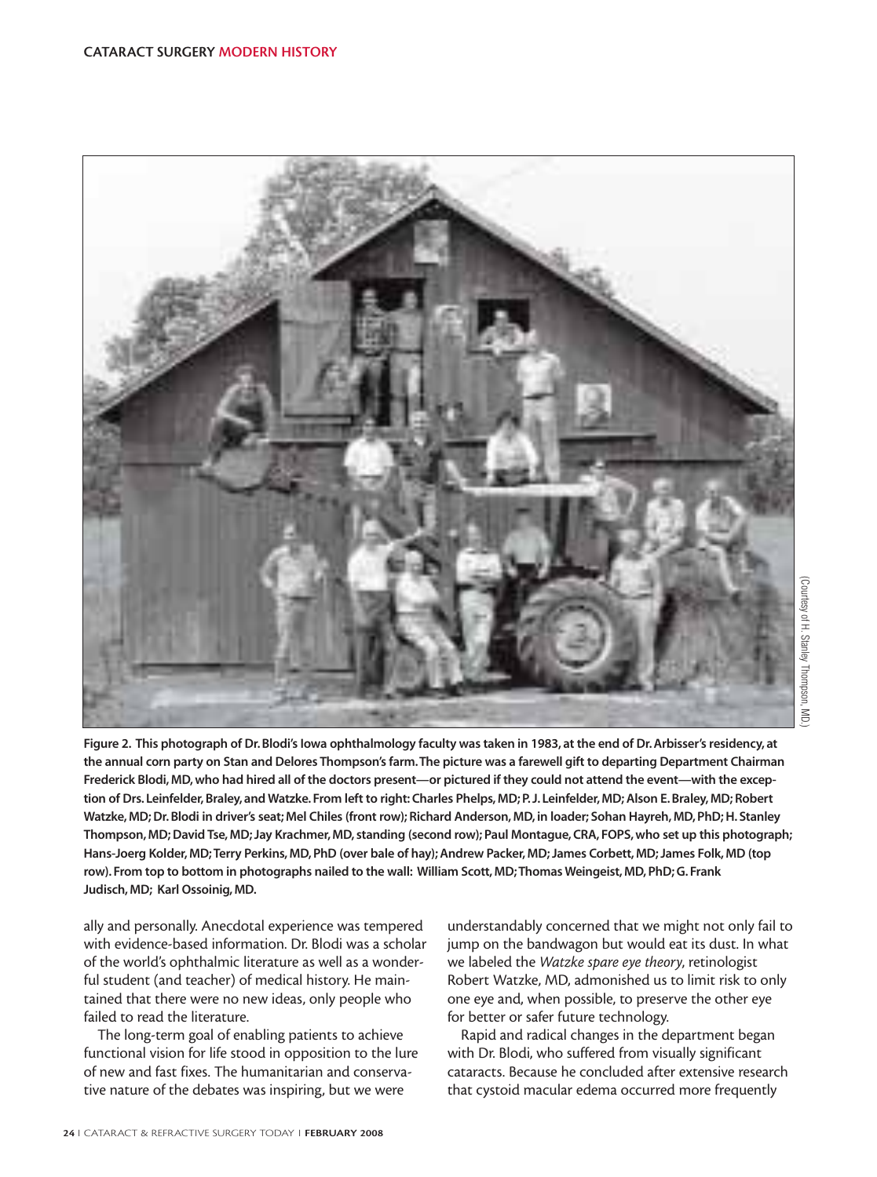(Courtesy of H. Stanley Thompson, MD.)

**Figure 2. This photograph of Dr. Blodi's Iowa ophthalmology faculty was taken in 1983, at the end of Dr. Arbisser's residency, at the annual corn party on Stan and Delores Thompson's farm. The picture was a farewell gift to departing Department Chairman Frederick Blodi, MD, who had hired all of the doctors present—or pictured if they could not attend the event—with the exception of Drs. Leinfelder, Braley, and Watzke. From left to right: Charles Phelps, MD; P. J. Leinfelder, MD; Alson E. Braley, MD; Robert Watzke, MD; Dr. Blodi in driver's seat; Mel Chiles (front row); Richard Anderson, MD, in loader; Sohan Hayreh, MD, PhD; H. Stanley Thompson, MD; David Tse, MD; Jay Krachmer, MD, standing (second row); Paul Montague, CRA, FOPS, who set up this photograph; Hans-Joerg Kolder, MD; Terry Perkins, MD, PhD (over bale of hay); Andrew Packer, MD; James Corbett, MD; James Folk, MD (top row). From top to bottom in photographs nailed to the wall: William Scott, MD; Thomas Weingeist, MD, PhD; G. Frank Judisch, MD; Karl Ossoinig, MD.**

ally and personally. Anecdotal experience was tempered with evidence-based information. Dr. Blodi was a scholar of the world's ophthalmic literature as well as a wonderful student (and teacher) of medical history. He maintained that there were no new ideas, only people who failed to read the literature.

The long-term goal of enabling patients to achieve functional vision for life stood in opposition to the lure of new and fast fixes. The humanitarian and conservative nature of the debates was inspiring, but we were understandably concerned that we might not only fail to jump on the bandwagon but would eat its dust. In what we labeled the *Watzke spare eye theory*, retinologist Robert Watzke, MD, admonished us to limit risk to only one eye and, when possible, to preserve the other eye for better or safer future technology.

Rapid and radical changes in the department began with Dr. Blodi, who suffered from visually significant cataracts. Because he concluded after extensive research that cystoid macular edema occurred more frequently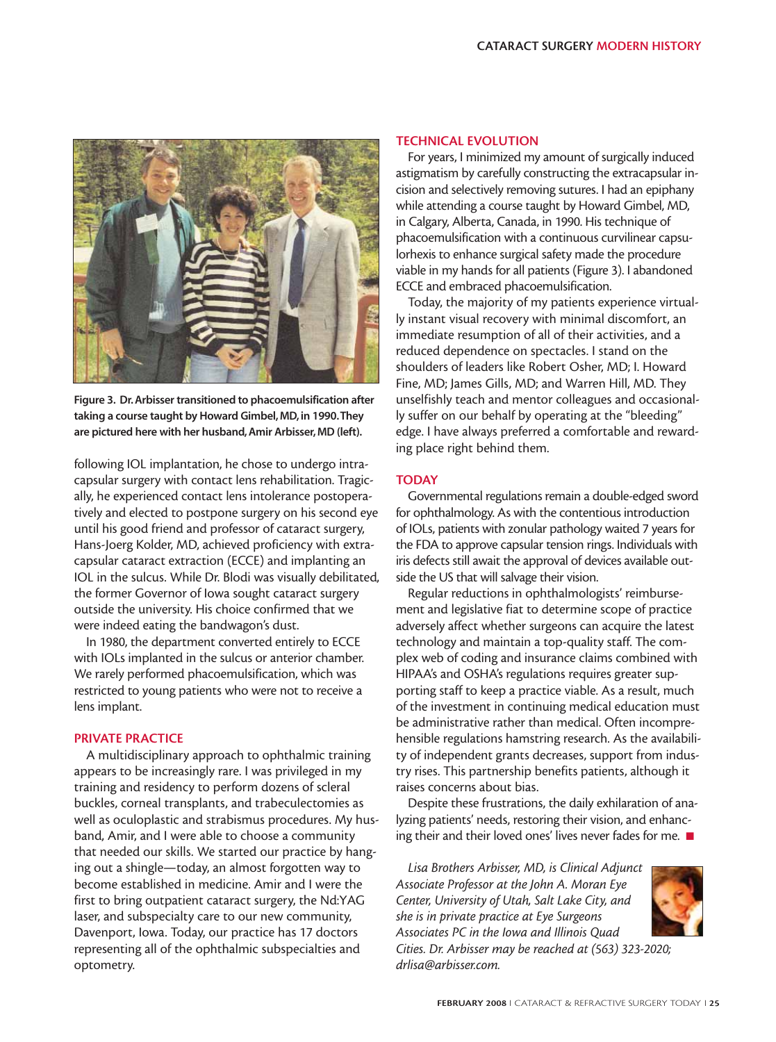Figure 3. Dr. Arbisser transitioned to phacoemulsification after taking a course taught by Howard Gimbel, MD, in 1990. They are pictured here with her husband, Amir Arbisser, MD (left).

following IOL implantation, he chose to undergo intracapsular surgery with contact lens rehabilitation. Tragically, he experienced contact lens intolerance postoperatively and elected to postpone surgery on his second eye until his good friend and professor of cataract surgery, Hans-Joerg Kolder, MD, achieved proficiency with extracapsular cataract extraction (ECCE) and implanting an IOL in the sulcus. While Dr. Blodi was visually debilitated, the former Governor of Iowa sought cataract surgery outside the university. His choice confirmed that we were indeed eating the bandwagon's dust.

In 1980, the department converted entirely to ECCE with IOLs implanted in the sulcus or anterior chamber. We rarely performed phacoemulsification, which was restricted to young patients who were not to receive a lens implant.

## PRIVATE PRACTICE

A multidisciplinary approach to ophthalmic training appears to be increasingly rare. I was privileged in my training and residency to perform dozens of scleral buckles, corneal transplants, and trabeculectomies as well as oculoplastic and strabismus procedures. My husband, Amir, and I were able to choose a community that needed our skills. We started our practice by hanging out a shingle—today, an almost forgotten way to become established in medicine. Amir and I were the first to bring outpatient cataract surgery, the Nd:YAG laser, and subspecialty care to our new community, Davenport, Iowa. Today, our practice has 17 doctors representing all of the ophthalmic subspecialties and optometry.

## TECHNICAL EVOLUTION

For years, I minimized my amount of surgically induced astigmatism by carefully constructing the extracapsular incision and selectively removing sutures. I had an epiphany while attending a course taught by Howard Gimbel, MD, in Calgary, Alberta, Canada, in 1990. His technique of phacoemulsification with a continuous curvilinear capsulorhexis to enhance surgical safety made the procedure viable in my hands for all patients (Figure 3). I abandoned ECCE and embraced phacoemulsification.

Today, the majority of my patients experience virtually instant visual recovery with minimal discomfort, an immediate resumption of all of their activities, and a reduced dependence on spectacles. I stand on the shoulders of leaders like Robert Osher, MD; I. Howard Fine, MD; James Gills, MD; and Warren Hill, MD. They unselfishly teach and mentor colleagues and occasionally suffer on our behalf by operating at the "bleeding" edge. I have always preferred a comfortable and rewarding place right behind them.

## TODAY

Governmental regulations remain a double-edged sword for ophthalmology. As with the contentious introduction of IOLs, patients with zonular pathology waited 7 years for the FDA to approve capsular tension rings. Individuals with iris defects still await the approval of devices available outside the US that will salvage their vision.

Regular reductions in ophthalmologists' reimbursement and legislative fiat to determine scope of practice adversely affect whether surgeons can acquire the latest technology and maintain a top-quality staff. The complex web of coding and insurance claims combined with HIPAA's and OSHA's regulations requires greater supporting staff to keep a practice viable. As a result, much of the investment in continuing medical education must be administrative rather than medical. Often incomprehensible regulations hamstring research. As the availability of independent grants decreases, support from industry rises. This partnership benefits patients, although it raises concerns about bias.

Despite these frustrations, the daily exhilaration of analyzing patients' needs, restoring their vision, and enhancing their and their loved ones' lives never fades for me. ■

*Lisa Brothers Arbisser, MD, is Clinical Adjunct Associate Professor at the John A. Moran Eye Center, University of Utah, Salt Lake City, and she is in private practice at Eye Surgeons Associates PC in the Iowa and Illinois Quad Cities. Dr. Arbisser may be reached at (563) 323-2020; drlisa@arbisser.com.*